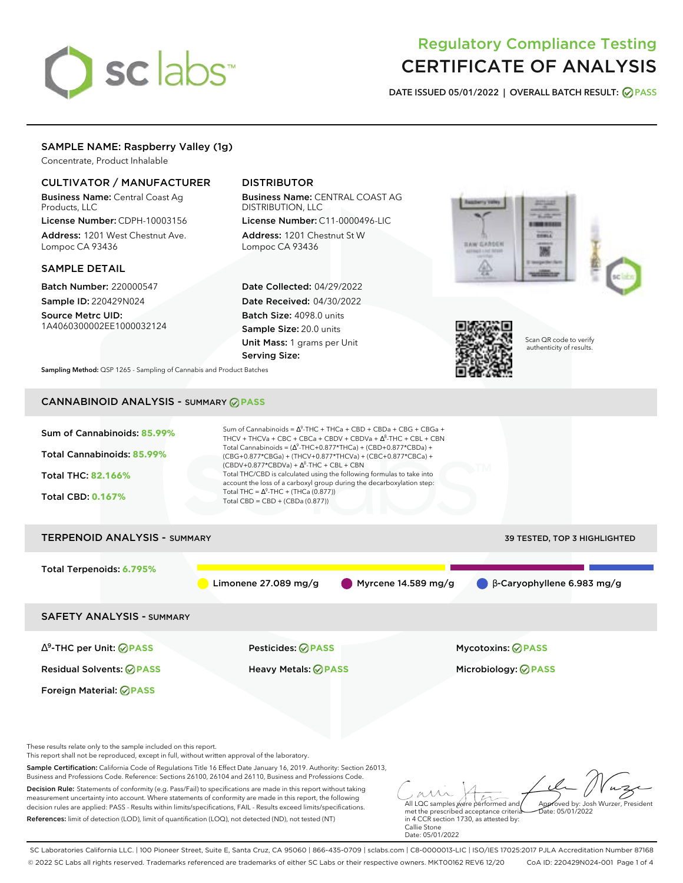# Regulatory Compliance Testing
# CERTIFICATE OF ANALYSIS

**DATE ISSUED 05/01/2022 | OVERALL BATCH RESULT: PASS**

## SAMPLE NAME: Raspberry Valley (1g)

Concentrate, Product Inhalable

### CULTIVATOR / MANUFACTURER

**Business Name:** Central Coast Ag Products, LLC

**License Number:** CDPH-10003156

**Address:** 1201 West Chestnut Ave. Lompoc CA 93436

### DISTRIBUTOR

**Business Name:** CENTRAL COAST AG DISTRIBUTION, LLC

**License Number:** C11-0000496-LIC

**Address:** 1201 Chestnut St W Lompoc CA 93436

### SAMPLE DETAIL

**Batch Number:** 220000547

**Sample ID:** 220429N024

**Source Metrc UID:** 1A4060300002EE1000032124

**Date Collected:** 04/29/2022

**Date Received:** 04/30/2022

**Batch Size:** 4098.0 units

**Sample Size:** 20.0 units

**Unit Mass:** 1 grams per Unit

**Serving Size:**

Scan QR code to verify authenticity of results.

**Sampling Method:** QSP 1265 - Sampling of Cannabis and Product Batches

## CANNABINOID ANALYSIS - SUMMARY PASS

**Sum of Cannabinoids: 85.99%**

**Total Cannabinoids: 85.99%**

**Total THC: 82.166%**

**Total CBD: 0.167%**

Sum of Cannabinoids = $\Delta^9$-THC + THCa + CBD + CBDa + CBG + CBGa + THCV + THCVa + CBC + CBCa + CBDV + CBDVa + $\Delta^8$-THC + CBL + CBN

Total Cannabinoids = ($\Delta^9$-THC+0.877*THCa) + (CBD+0.877*CBDa) + (CBG+0.877*CBGa) + (THCV+0.877*THCVa) + (CBC+0.877*CBCa) + (CBDV+0.877*CBDVa) + $\Delta^8$-THC + CBL + CBN

Total THC/CBD is calculated using the following formulas to take into account the loss of a carboxyl group during the decarboxylation step:

Total THC = $\Delta^9$-THC + (THCa (0.877))

Total CBD = CBD + (CBDa (0.877))

## TERPENOID ANALYSIS - SUMMARY

39 TESTED, TOP 3 HIGHLIGHTED

**Total Terpenoids: 6.795%**

Limonene 27.089 mg/g | Myrcene 14.589 mg/g | β-Caryophyllene 6.983 mg/g

## SAFETY ANALYSIS - SUMMARY

| | | |
|---|---|---|
| $\Delta^9$-THC per Unit: PASS | Pesticides: PASS | Mycotoxins: PASS |
| Residual Solvents: PASS | Heavy Metals: PASS | Microbiology: PASS |
| Foreign Material: PASS | | |

These results relate only to the sample included on this report.
This report shall not be reproduced, except in full, without written approval of the laboratory.

**Sample Certification:** California Code of Regulations Title 16 Effect Date January 16, 2019. Authority: Section 26013, Business and Professions Code. Reference: Sections 26100, 26104 and 26110, Business and Professions Code.

**Decision Rule:** Statements of conformity (e.g. Pass/Fail) to specifications are made in this report without taking measurement uncertainty into account. Where statements of conformity are made in this report, the following decision rules are applied: PASS - Results within limits/specifications, FAIL - Results exceed limits/specifications.

**References:** limit of detection (LOD), limit of quantification (LOQ), not detected (ND), not tested (NT)

All LQC samples were performed and met the prescribed acceptance criteria in 4 CCR section 1730, as attested by: Callie Stone Date: 05/01/2022

Approved by: Josh Wurzer, President Date: 05/01/2022

SC Laboratories California LLC. | 100 Pioneer Street, Suite E, Santa Cruz, CA 95060 | 866-435-0709 | sclabs.com | C8-0000013-LIC | ISO/IES 17025:2017 PJLA Accreditation Number 87168
© 2022 SC Labs all rights reserved. Trademarks referenced are trademarks of either SC Labs or their respective owners. MKT00162 REV6 12/20 CoA ID: 220429N024-001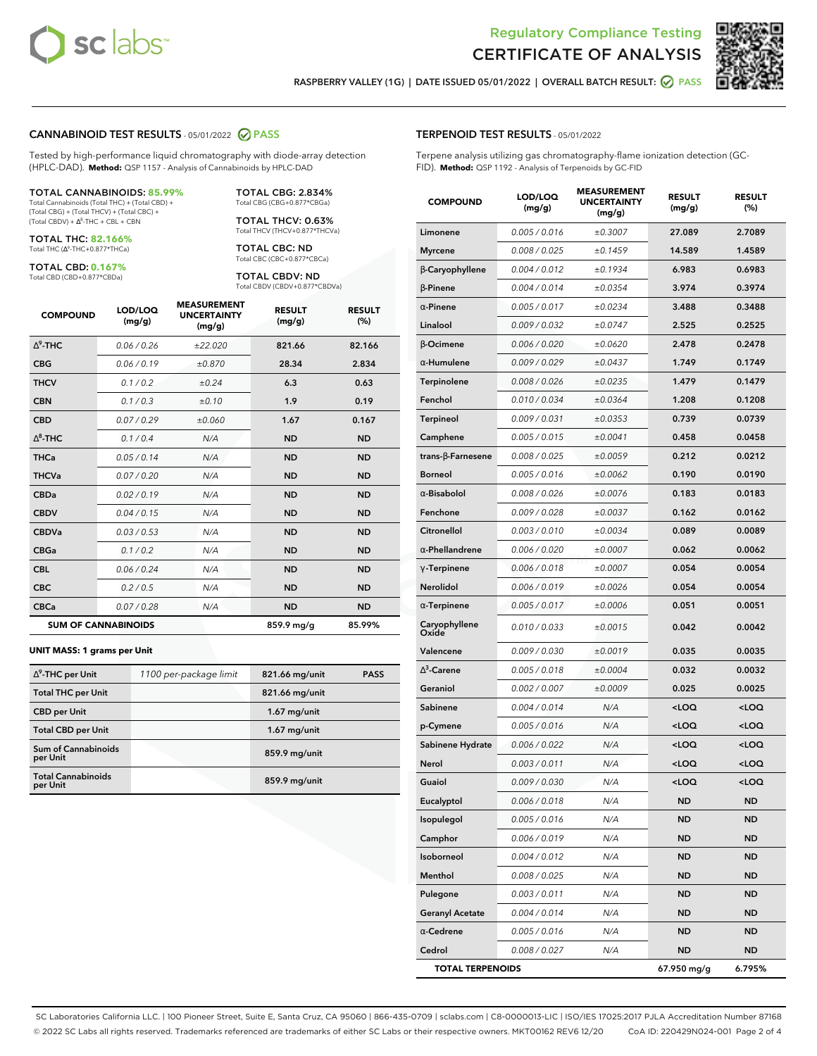# Regulatory Compliance Testing
# CERTIFICATE OF ANALYSIS

RASPBERRY VALLEY (1G) | DATE ISSUED 05/01/2022 | OVERALL BATCH RESULT: PASS

## CANNABINOID TEST RESULTS - 05/01/2022 PASS

Tested by high-performance liquid chromatography with diode-array detection (HPLC-DAD). **Method:** QSP 1157 - Analysis of Cannabinoids by HPLC-DAD

**TOTAL CANNABINOIDS: 85.99%**
Total Cannabinoids (Total THC) + (Total CBD) + (Total CBG) + (Total THCV) + (Total CBC) + (Total CBDV) + $\Delta^8$-THC + CBL + CBN

**TOTAL THC: 82.166%**
Total THC ($\Delta^9$-THC+0.877*THCa)

**TOTAL CBD: 0.167%**
Total CBD (CBD+0.877*CBDa)

**TOTAL CBG: 2.834%**
Total CBG (CBG+0.877*CBGa)

**TOTAL THCV: 0.63%**
Total THCV (THCV+0.877*THCVa)

**TOTAL CBC: ND**
Total CBC (CBC+0.877*CBCa)

**TOTAL CBDV: ND**
Total CBDV (CBDV+0.877*CBDVa)

| COMPOUND | LOD/LOQ (mg/g) | MEASUREMENT UNCERTAINTY (mg/g) | RESULT (mg/g) | RESULT (%) |
|---|---|---|---|---|
| $\Delta^9$-THC | 0.06 / 0.26 | ±22.020 | 821.66 | 82.166 |
| CBG | 0.06 / 0.19 | ±0.870 | 28.34 | 2.834 |
| THCV | 0.1 / 0.2 | ±0.24 | 6.3 | 0.63 |
| CBN | 0.1 / 0.3 | ±0.10 | 1.9 | 0.19 |
| CBD | 0.07 / 0.29 | ±0.060 | 1.67 | 0.167 |
| $\Delta^8$-THC | 0.1 / 0.4 | N/A | ND | ND |
| THCa | 0.05 / 0.14 | N/A | ND | ND |
| THCVa | 0.07 / 0.20 | N/A | ND | ND |
| CBDa | 0.02 / 0.19 | N/A | ND | ND |
| CBDV | 0.04 / 0.15 | N/A | ND | ND |
| CBDVa | 0.03 / 0.53 | N/A | ND | ND |
| CBGa | 0.1 / 0.2 | N/A | ND | ND |
| CBL | 0.06 / 0.24 | N/A | ND | ND |
| CBC | 0.2 / 0.5 | N/A | ND | ND |
| CBCa | 0.07 / 0.28 | N/A | ND | ND |
| **SUM OF CANNABINOIDS** | | | 859.9 mg/g | 85.99% |

**UNIT MASS: 1 grams per Unit**

| | | | |
|---|---|---|---|
| $\Delta^9$-THC per Unit | 1100 per-package limit | 821.66 mg/unit | PASS |
| Total THC per Unit | | 821.66 mg/unit | |
| CBD per Unit | | 1.67 mg/unit | |
| Total CBD per Unit | | 1.67 mg/unit | |
| Sum of Cannabinoids per Unit | | 859.9 mg/unit | |
| Total Cannabinoids per Unit | | 859.9 mg/unit | |

## TERPENOID TEST RESULTS - 05/01/2022

Terpene analysis utilizing gas chromatography-flame ionization detection (GC-FID). **Method:** QSP 1192 - Analysis of Terpenoids by GC-FID

| COMPOUND | LOD/LOQ (mg/g) | MEASUREMENT UNCERTAINTY (mg/g) | RESULT (mg/g) | RESULT (%) |
|---|---|---|---|---|
| Limonene | 0.005 / 0.016 | ±0.3007 | 27.089 | 2.7089 |
| Myrcene | 0.008 / 0.025 | ±0.1459 | 14.589 | 1.4589 |
| β-Caryophyllene | 0.004 / 0.012 | ±0.1934 | 6.983 | 0.6983 |
| β-Pinene | 0.004 / 0.014 | ±0.0354 | 3.974 | 0.3974 |
| α-Pinene | 0.005 / 0.017 | ±0.0234 | 3.488 | 0.3488 |
| Linalool | 0.009 / 0.032 | ±0.0747 | 2.525 | 0.2525 |
| β-Ocimene | 0.006 / 0.020 | ±0.0620 | 2.478 | 0.2478 |
| α-Humulene | 0.009 / 0.029 | ±0.0437 | 1.749 | 0.1749 |
| Terpinolene | 0.008 / 0.026 | ±0.0235 | 1.479 | 0.1479 |
| Fenchol | 0.010 / 0.034 | ±0.0364 | 1.208 | 0.1208 |
| Terpineol | 0.009 / 0.031 | ±0.0353 | 0.739 | 0.0739 |
| Camphene | 0.005 / 0.015 | ±0.0041 | 0.458 | 0.0458 |
| trans-β-Farnesene | 0.008 / 0.025 | ±0.0059 | 0.212 | 0.0212 |
| Borneol | 0.005 / 0.016 | ±0.0062 | 0.190 | 0.0190 |
| α-Bisabolol | 0.008 / 0.026 | ±0.0076 | 0.183 | 0.0183 |
| Fenchone | 0.009 / 0.028 | ±0.0037 | 0.162 | 0.0162 |
| Citronellol | 0.003 / 0.010 | ±0.0034 | 0.089 | 0.0089 |
| α-Phellandrene | 0.006 / 0.020 | ±0.0007 | 0.062 | 0.0062 |
| γ-Terpinene | 0.006 / 0.018 | ±0.0007 | 0.054 | 0.0054 |
| Nerolidol | 0.006 / 0.019 | ±0.0026 | 0.054 | 0.0054 |
| α-Terpinene | 0.005 / 0.017 | ±0.0006 | 0.051 | 0.0051 |
| Caryophyllene Oxide | 0.010 / 0.033 | ±0.0015 | 0.042 | 0.0042 |
| Valencene | 0.009 / 0.030 | ±0.0019 | 0.035 | 0.0035 |
| $\Delta^3$-Carene | 0.005 / 0.018 | ±0.0004 | 0.032 | 0.0032 |
| Geraniol | 0.002 / 0.007 | ±0.0009 | 0.025 | 0.0025 |
| Sabinene | 0.004 / 0.014 | N/A | <LOQ | <LOQ |
| p-Cymene | 0.005 / 0.016 | N/A | <LOQ | <LOQ |
| Sabinene Hydrate | 0.006 / 0.022 | N/A | <LOQ | <LOQ |
| Nerol | 0.003 / 0.011 | N/A | <LOQ | <LOQ |
| Guaiol | 0.009 / 0.030 | N/A | <LOQ | <LOQ |
| Eucalyptol | 0.006 / 0.018 | N/A | ND | ND |
| Isopulegol | 0.005 / 0.016 | N/A | ND | ND |
| Camphor | 0.006 / 0.019 | N/A | ND | ND |
| Isoborneol | 0.004 / 0.012 | N/A | ND | ND |
| Menthol | 0.008 / 0.025 | N/A | ND | ND |
| Pulegone | 0.003 / 0.011 | N/A | ND | ND |
| Geranyl Acetate | 0.004 / 0.014 | N/A | ND | ND |
| α-Cedrene | 0.005 / 0.016 | N/A | ND | ND |
| Cedrol | 0.008 / 0.027 | N/A | ND | ND |
| **TOTAL TERPENOIDS** | | | 67.950 mg/g | 6.795% |

SC Laboratories California LLC. | 100 Pioneer Street, Suite E, Santa Cruz, CA 95060 | 866-435-0709 | sclabs.com | C8-0000013-LIC | ISO/IES 17025:2017 PJLA Accreditation Number 87168
© 2022 SC Labs all rights reserved. Trademarks referenced are trademarks of either SC Labs or their respective owners. MKT00162 REV6 12/20 CoA ID: 220429N024-001